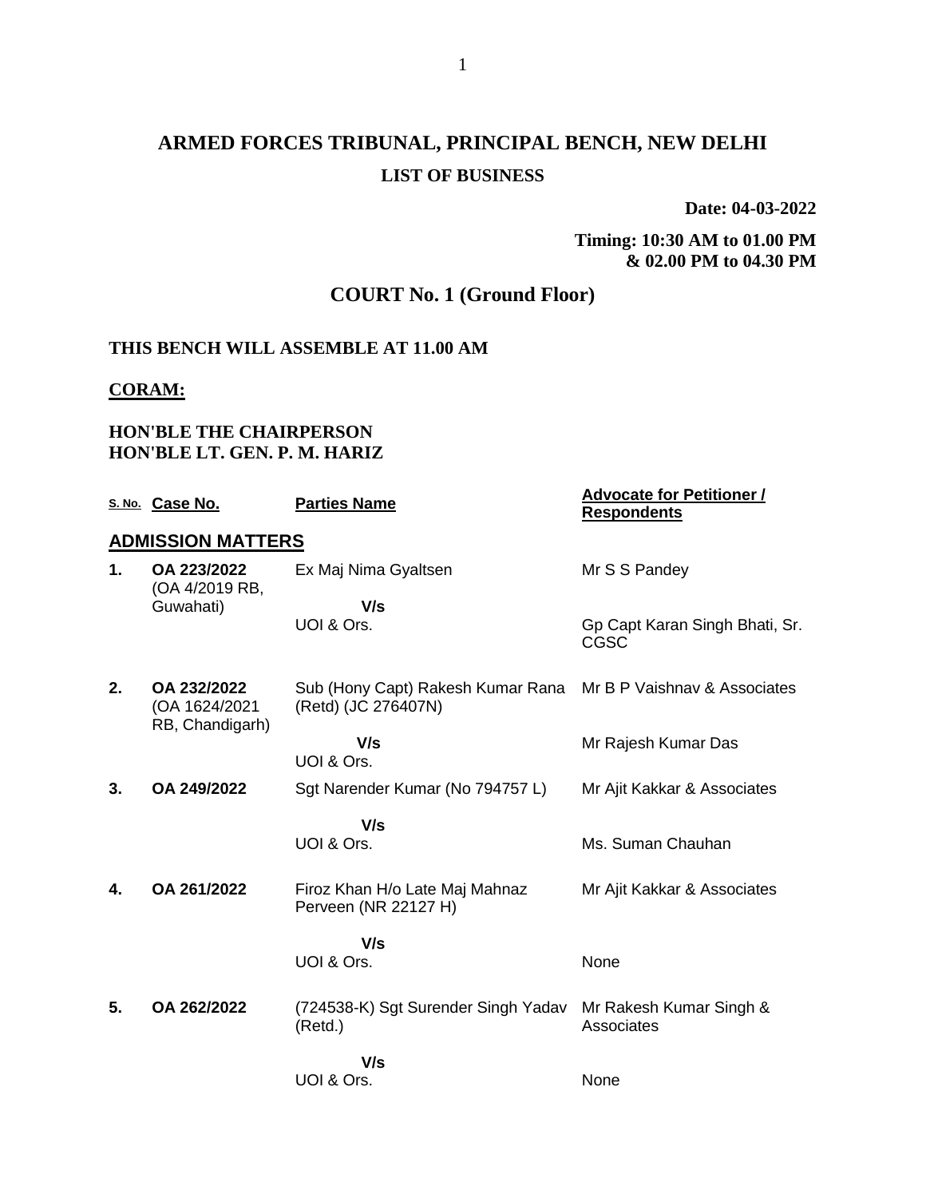# ARMED FORCES TRIBUNAL, PRINCIPAL BENCH, NEW DELHI

## LIST OF BUSINESS

**Date: 04-03-2022**

**Timing: 10:30 AM to 01.00 PM & 02.00 PM to 04.30 PM**

## COURT No. 1 (Ground Floor)

**THIS BENCH WILL ASSEMBLE AT 11.00 AM**

**CORAM:**

**HON'BLE THE CHAIRPERSON**
**HON'BLE LT. GEN. P. M. HARIZ**

| S. No. | Case No. | Parties Name | Advocate for Petitioner / Respondents |
|---|---|---|---|
| **ADMISSION MATTERS** | | | |
| **1.** | **OA 223/2022** (OA 4/2019 RB, Guwahati) | Ex Maj Nima Gyaltsen **V/s** UOI & Ors. | Mr S S Pandey<br>Gp Capt Karan Singh Bhati, Sr. CGSC |
| **2.** | **OA 232/2022** (OA 1624/2021 RB, Chandigarh) | Sub (Hony Capt) Rakesh Kumar Rana (Retd) (JC 276407N) **V/s** UOI & Ors. | Mr B P Vaishnav & Associates<br>Mr Rajesh Kumar Das |
| **3.** | **OA 249/2022** | Sgt Narender Kumar (No 794757 L) **V/s** UOI & Ors. | Mr Ajit Kakkar & Associates<br>Ms. Suman Chauhan |
| **4.** | **OA 261/2022** | Firoz Khan H/o Late Maj Mahnaz Perveen (NR 22127 H) **V/s** UOI & Ors. | Mr Ajit Kakkar & Associates<br>None |
| **5.** | **OA 262/2022** | (724538-K) Sgt Surender Singh Yadav (Retd.) **V/s** UOI & Ors. | Mr Rakesh Kumar Singh & Associates<br>None |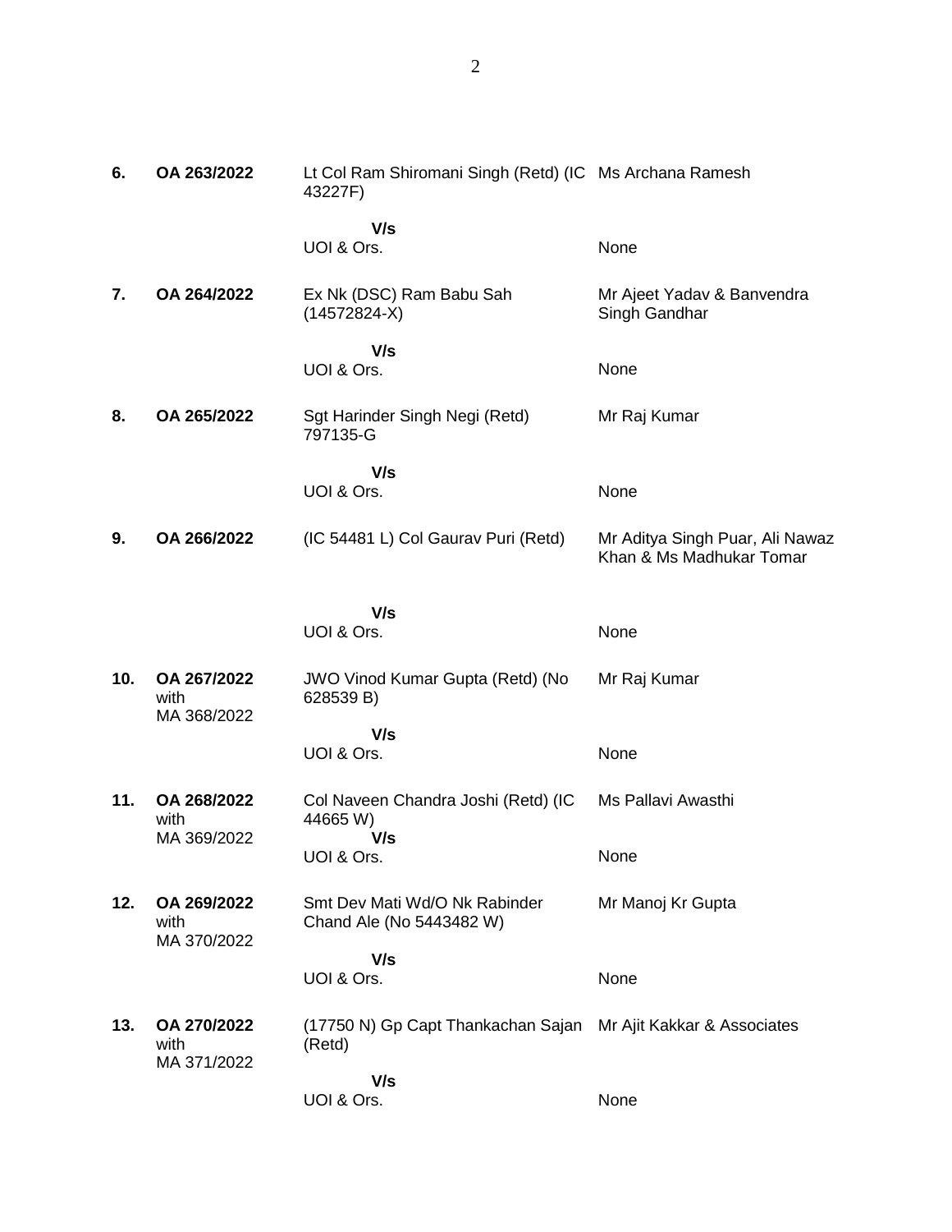| | | | |
|---|---|---|---|
| **6.** | **OA 263/2022** | Lt Col Ram Shiromani Singh (Retd) (IC 43227F) | Ms Archana Ramesh |
| | | **V/s** | |
| | | UOI & Ors. | None |
| **7.** | **OA 264/2022** | Ex Nk (DSC) Ram Babu Sah (14572824-X) | Mr Ajeet Yadav & Banvendra Singh Gandhar |
| | | **V/s** | |
| | | UOI & Ors. | None |
| **8.** | **OA 265/2022** | Sgt Harinder Singh Negi (Retd) 797135-G | Mr Raj Kumar |
| | | **V/s** | |
| | | UOI & Ors. | None |
| **9.** | **OA 266/2022** | (IC 54481 L) Col Gaurav Puri (Retd) | Mr Aditya Singh Puar, Ali Nawaz Khan & Ms Madhukar Tomar |
| | | **V/s** | |
| | | UOI & Ors. | None |
| **10.** | **OA 267/2022** with MA 368/2022 | JWO Vinod Kumar Gupta (Retd) (No 628539 B) | Mr Raj Kumar |
| | | **V/s** | |
| | | UOI & Ors. | None |
| **11.** | **OA 268/2022** with MA 369/2022 | Col Naveen Chandra Joshi (Retd) (IC 44665 W) | Ms Pallavi Awasthi |
| | | **V/s** | |
| | | UOI & Ors. | None |
| **12.** | **OA 269/2022** with MA 370/2022 | Smt Dev Mati Wd/O Nk Rabinder Chand Ale (No 5443482 W) | Mr Manoj Kr Gupta |
| | | **V/s** | |
| | | UOI & Ors. | None |
| **13.** | **OA 270/2022** with MA 371/2022 | (17750 N) Gp Capt Thankachan Sajan (Retd) | Mr Ajit Kakkar & Associates |
| | | **V/s** | |
| | | UOI & Ors. | None |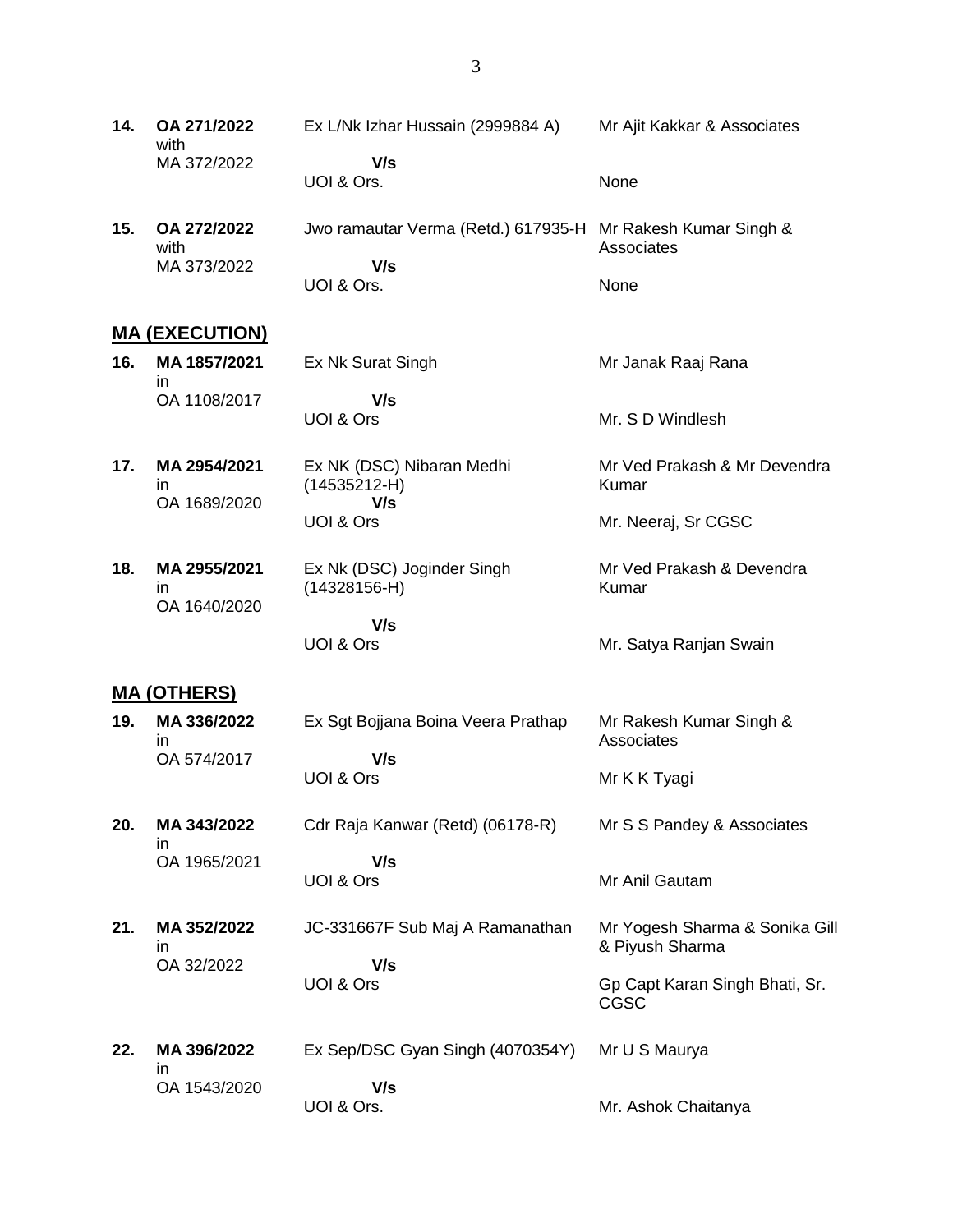| | | | |
|---|---|---|---|
| **14.** | **OA 271/2022** with MA 372/2022 | Ex L/Nk Izhar Hussain (2999884 A) **V/s** UOI & Ors. | Mr Ajit Kakkar & Associates<br><br>None |
| **15.** | **OA 272/2022** with MA 373/2022 | Jwo ramautar Verma (Retd.) 617935-H **V/s** UOI & Ors. | Mr Rakesh Kumar Singh & Associates<br><br>None |

## MA (EXECUTION)

| | | | |
|---|---|---|---|
| **16.** | **MA 1857/2021** in OA 1108/2017 | Ex Nk Surat Singh **V/s** UOI & Ors | Mr Janak Raaj Rana<br><br>Mr. S D Windlesh |
| **17.** | **MA 2954/2021** in OA 1689/2020 | Ex NK (DSC) Nibaran Medhi (14535212-H) **V/s** UOI & Ors | Mr Ved Prakash & Mr Devendra Kumar<br><br>Mr. Neeraj, Sr CGSC |
| **18.** | **MA 2955/2021** in OA 1640/2020 | Ex Nk (DSC) Joginder Singh (14328156-H) **V/s** UOI & Ors | Mr Ved Prakash & Devendra Kumar<br><br>Mr. Satya Ranjan Swain |

## MA (OTHERS)

| | | | |
|---|---|---|---|
| **19.** | **MA 336/2022** in OA 574/2017 | Ex Sgt Bojjana Boina Veera Prathap **V/s** UOI & Ors | Mr Rakesh Kumar Singh & Associates<br><br>Mr K K Tyagi |
| **20.** | **MA 343/2022** in OA 1965/2021 | Cdr Raja Kanwar (Retd) (06178-R) **V/s** UOI & Ors | Mr S S Pandey & Associates<br><br>Mr Anil Gautam |
| **21.** | **MA 352/2022** in OA 32/2022 | JC-331667F Sub Maj A Ramanathan **V/s** UOI & Ors | Mr Yogesh Sharma & Sonika Gill & Piyush Sharma<br><br>Gp Capt Karan Singh Bhati, Sr. CGSC |
| **22.** | **MA 396/2022** in OA 1543/2020 | Ex Sep/DSC Gyan Singh (4070354Y) **V/s** UOI & Ors. | Mr U S Maurya<br><br>Mr. Ashok Chaitanya |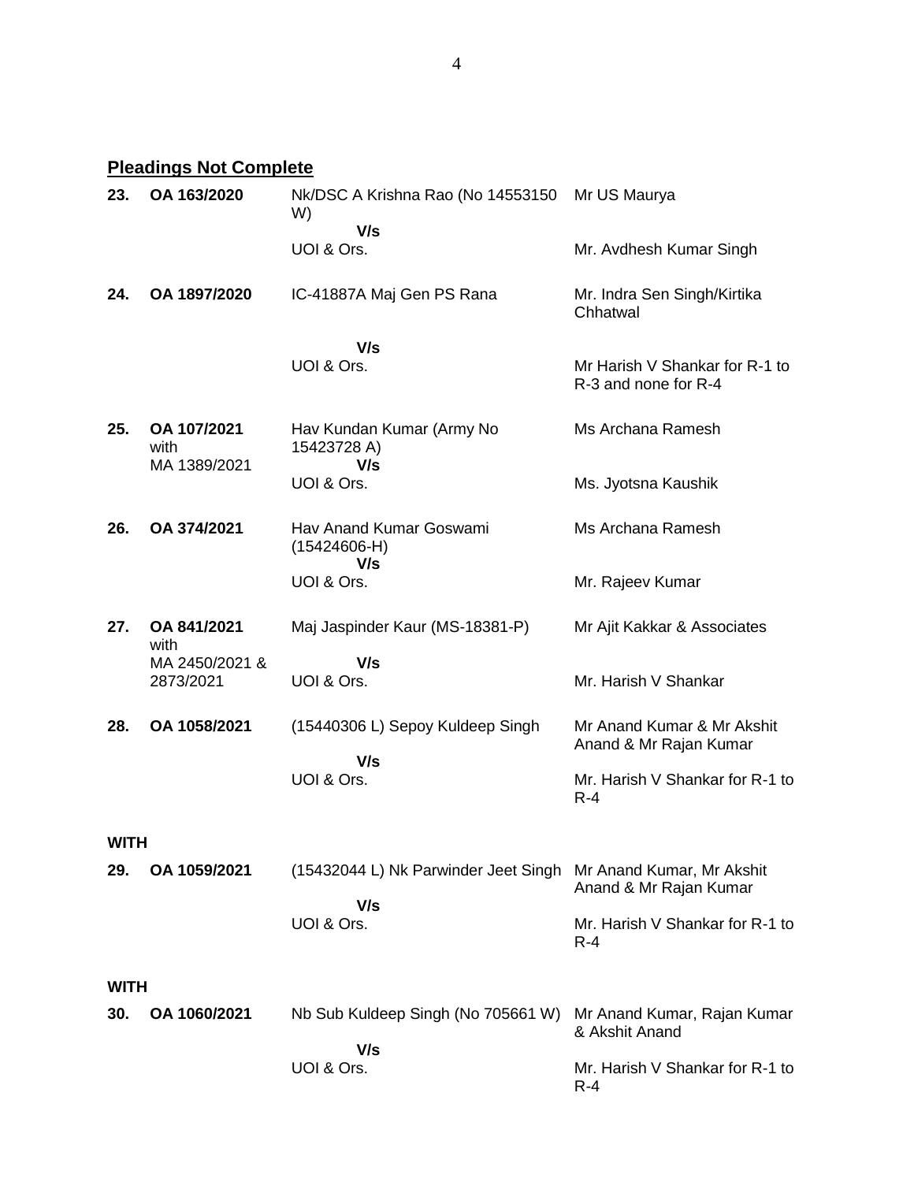## Pleadings Not Complete

| | | | |
|---|---|---|---|
| **23.** | **OA 163/2020** | Nk/DSC A Krishna Rao (No 14553150 W)<br>**V/s**<br>UOI & Ors. | Mr US Maurya<br><br>Mr. Avdhesh Kumar Singh |
| **24.** | **OA 1897/2020** | IC-41887A Maj Gen PS Rana<br>**V/s**<br>UOI & Ors. | Mr. Indra Sen Singh/Kirtika Chhatwal<br><br>Mr Harish V Shankar for R-1 to R-3 and none for R-4 |
| **25.** | **OA 107/2021** with MA 1389/2021 | Hav Kundan Kumar (Army No 15423728 A)<br>**V/s**<br>UOI & Ors. | Ms Archana Ramesh<br><br>Ms. Jyotsna Kaushik |
| **26.** | **OA 374/2021** | Hav Anand Kumar Goswami (15424606-H)<br>**V/s**<br>UOI & Ors. | Ms Archana Ramesh<br><br>Mr. Rajeev Kumar |
| **27.** | **OA 841/2021** with MA 2450/2021 & 2873/2021 | Maj Jaspinder Kaur (MS-18381-P)<br>**V/s**<br>UOI & Ors. | Mr Ajit Kakkar & Associates<br><br>Mr. Harish V Shankar |
| **28.** | **OA 1058/2021** | (15440306 L) Sepoy Kuldeep Singh<br>**V/s**<br>UOI & Ors. | Mr Anand Kumar & Mr Akshit Anand & Mr Rajan Kumar<br><br>Mr. Harish V Shankar for R-1 to R-4 |

**WITH**

| | | | |
|---|---|---|---|
| **29.** | **OA 1059/2021** | (15432044 L) Nk Parwinder Jeet Singh<br>**V/s**<br>UOI & Ors. | Mr Anand Kumar, Mr Akshit Anand & Mr Rajan Kumar<br><br>Mr. Harish V Shankar for R-1 to R-4 |

**WITH**

| | | | |
|---|---|---|---|
| **30.** | **OA 1060/2021** | Nb Sub Kuldeep Singh (No 705661 W)<br>**V/s**<br>UOI & Ors. | Mr Anand Kumar, Rajan Kumar & Akshit Anand<br><br>Mr. Harish V Shankar for R-1 to R-4 |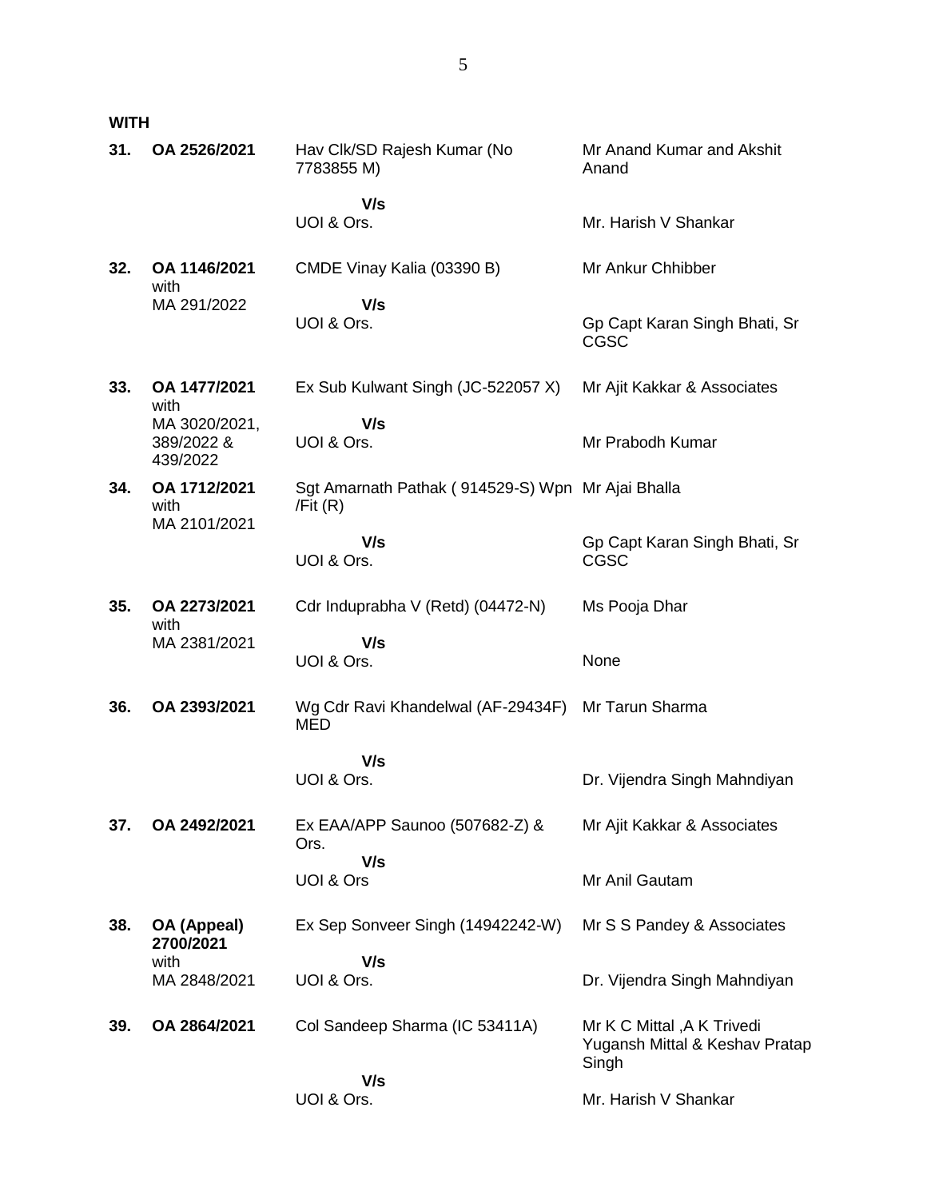**WITH**

| No. | Case | Parties | Counsel |
|---|---|---|---|
| **31.** | **OA 2526/2021** | Hav Clk/SD Rajesh Kumar (No 7783855 M) | Mr Anand Kumar and Akshit Anand |
| | | **V/s** UOI & Ors. | Mr. Harish V Shankar |
| **32.** | **OA 1146/2021** with MA 291/2022 | CMDE Vinay Kalia (03390 B) | Mr Ankur Chhibber |
| | | **V/s** UOI & Ors. | Gp Capt Karan Singh Bhati, Sr CGSC |
| **33.** | **OA 1477/2021** with MA 3020/2021, 389/2022 & 439/2022 | Ex Sub Kulwant Singh (JC-522057 X) | Mr Ajit Kakkar & Associates |
| | | **V/s** UOI & Ors. | Mr Prabodh Kumar |
| **34.** | **OA 1712/2021** with MA 2101/2021 | Sgt Amarnath Pathak ( 914529-S) Wpn /Fit (R) | Mr Ajai Bhalla |
| | | **V/s** UOI & Ors. | Gp Capt Karan Singh Bhati, Sr CGSC |
| **35.** | **OA 2273/2021** with MA 2381/2021 | Cdr Induprabha V (Retd) (04472-N) | Ms Pooja Dhar |
| | | **V/s** UOI & Ors. | None |
| **36.** | **OA 2393/2021** | Wg Cdr Ravi Khandelwal (AF-29434F) MED | Mr Tarun Sharma |
| | | **V/s** UOI & Ors. | Dr. Vijendra Singh Mahndiyan |
| **37.** | **OA 2492/2021** | Ex EAA/APP Saunoo (507682-Z) & Ors. | Mr Ajit Kakkar & Associates |
| | | **V/s** UOI & Ors | Mr Anil Gautam |
| **38.** | **OA (Appeal) 2700/2021** with MA 2848/2021 | Ex Sep Sonveer Singh (14942242-W) | Mr S S Pandey & Associates |
| | | **V/s** UOI & Ors. | Dr. Vijendra Singh Mahndiyan |
| **39.** | **OA 2864/2021** | Col Sandeep Sharma (IC 53411A) | Mr K C Mittal ,A K Trivedi Yugansh Mittal & Keshav Pratap Singh |
| | | **V/s** UOI & Ors. | Mr. Harish V Shankar |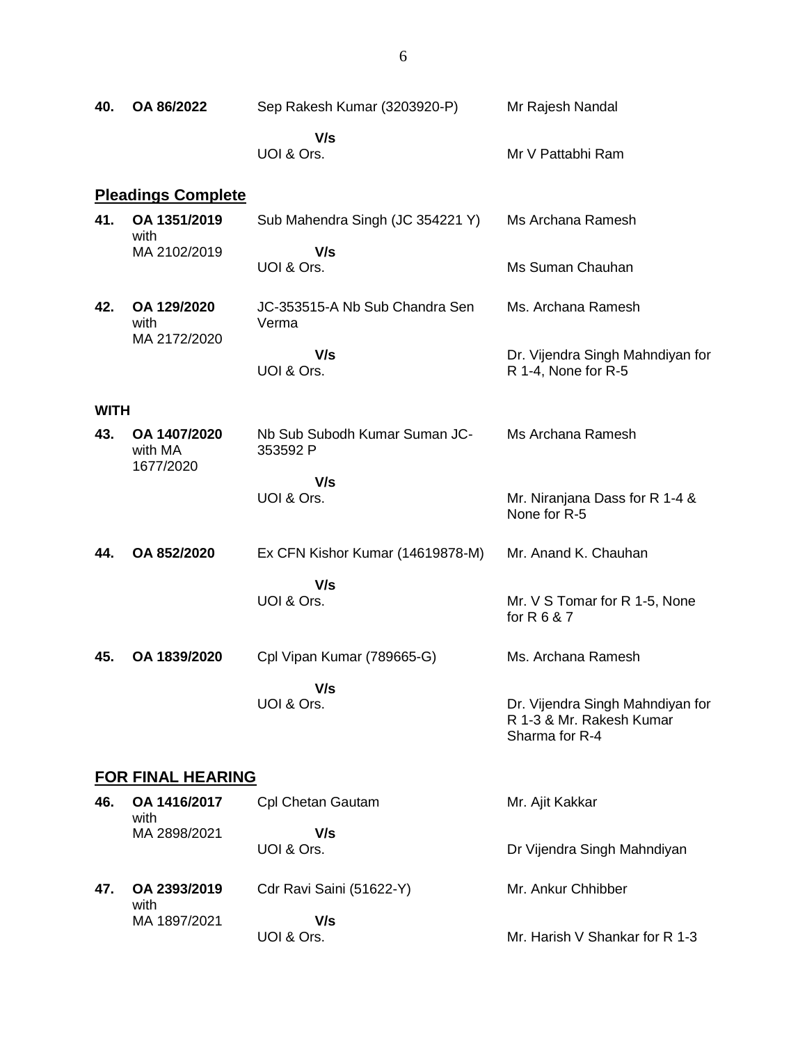| | | | |
|---|---|---|---|
| **40.** | **OA 86/2022** | Sep Rakesh Kumar (3203920-P) | Mr Rajesh Nandal |
| | | **V/s** UOI & Ors. | Mr V Pattabhi Ram |

## Pleadings Complete

| | | | |
|---|---|---|---|
| **41.** | **OA 1351/2019** with MA 2102/2019 | Sub Mahendra Singh (JC 354221 Y) | Ms Archana Ramesh |
| | | **V/s** UOI & Ors. | Ms Suman Chauhan |
| **42.** | **OA 129/2020** with MA 2172/2020 | JC-353515-A Nb Sub Chandra Sen Verma | Ms. Archana Ramesh |
| | | **V/s** UOI & Ors. | Dr. Vijendra Singh Mahndiyan for R 1-4, None for R-5 |

**WITH**

| | | | |
|---|---|---|---|
| **43.** | **OA 1407/2020** with MA 1677/2020 | Nb Sub Subodh Kumar Suman JC-353592 P | Ms Archana Ramesh |
| | | **V/s** UOI & Ors. | Mr. Niranjana Dass for R 1-4 & None for R-5 |
| **44.** | **OA 852/2020** | Ex CFN Kishor Kumar (14619878-M) | Mr. Anand K. Chauhan |
| | | **V/s** UOI & Ors. | Mr. V S Tomar for R 1-5, None for R 6 & 7 |
| **45.** | **OA 1839/2020** | Cpl Vipan Kumar (789665-G) | Ms. Archana Ramesh |
| | | **V/s** UOI & Ors. | Dr. Vijendra Singh Mahndiyan for R 1-3 & Mr. Rakesh Kumar Sharma for R-4 |

## FOR FINAL HEARING

| | | | |
|---|---|---|---|
| **46.** | **OA 1416/2017** with MA 2898/2021 | Cpl Chetan Gautam | Mr. Ajit Kakkar |
| | | **V/s** UOI & Ors. | Dr Vijendra Singh Mahndiyan |
| **47.** | **OA 2393/2019** with MA 1897/2021 | Cdr Ravi Saini (51622-Y) | Mr. Ankur Chhibber |
| | | **V/s** UOI & Ors. | Mr. Harish V Shankar for R 1-3 |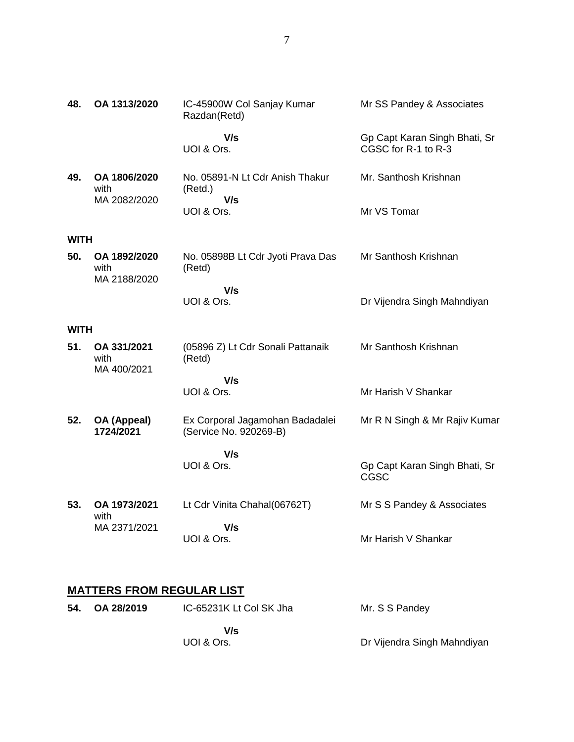| | | | |
|---|---|---|---|
| **48.** | **OA 1313/2020** | IC-45900W Col Sanjay Kumar Razdan(Retd)<br><br>**V/s**<br>UOI & Ors. | Mr SS Pandey & Associates<br><br>Gp Capt Karan Singh Bhati, Sr CGSC for R-1 to R-3 |
| **49.** | **OA 1806/2020** with MA 2082/2020 | No. 05891-N Lt Cdr Anish Thakur (Retd.)<br>**V/s**<br>UOI & Ors. | Mr. Santhosh Krishnan<br><br>Mr VS Tomar |
| **WITH** | | | |
| **50.** | **OA 1892/2020** with MA 2188/2020 | No. 05898B Lt Cdr Jyoti Prava Das (Retd)<br><br>**V/s**<br>UOI & Ors. | Mr Santhosh Krishnan<br><br>Dr Vijendra Singh Mahndiyan |
| **WITH** | | | |
| **51.** | **OA 331/2021** with MA 400/2021 | (05896 Z) Lt Cdr Sonali Pattanaik (Retd)<br><br>**V/s**<br>UOI & Ors. | Mr Santhosh Krishnan<br><br>Mr Harish V Shankar |
| **52.** | **OA (Appeal) 1724/2021** | Ex Corporal Jagamohan Badadalei (Service No. 920269-B)<br><br>**V/s**<br>UOI & Ors. | Mr R N Singh & Mr Rajiv Kumar<br><br>Gp Capt Karan Singh Bhati, Sr CGSC |
| **53.** | **OA 1973/2021** with MA 2371/2021 | Lt Cdr Vinita Chahal(06762T)<br><br>**V/s**<br>UOI & Ors. | Mr S S Pandey & Associates<br><br>Mr Harish V Shankar |

## **MATTERS FROM REGULAR LIST**

| | | | |
|---|---|---|---|
| **54.** | **OA 28/2019** | IC-65231K Lt Col SK Jha<br><br>**V/s**<br>UOI & Ors. | Mr. S S Pandey<br><br>Dr Vijendra Singh Mahndiyan |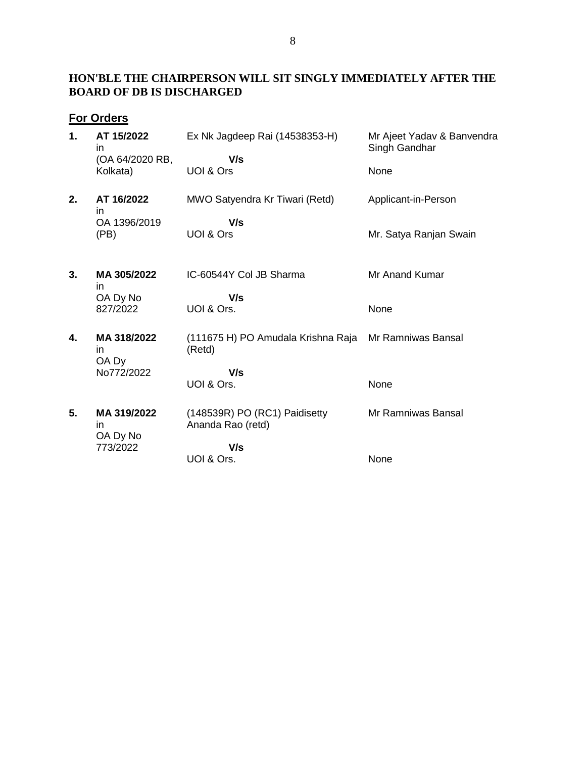**HON'BLE THE CHAIRPERSON WILL SIT SINGLY IMMEDIATELY AFTER THE BOARD OF DB IS DISCHARGED**

## For Orders

| | | | |
|---|---|---|---|
| **1.** | **AT 15/2022** in (OA 64/2020 RB, Kolkata) | Ex Nk Jagdeep Rai (14538353-H) **V/s** UOI & Ors | Mr Ajeet Yadav & Banvendra Singh Gandhar<br>None |
| **2.** | **AT 16/2022** in OA 1396/2019 (PB) | MWO Satyendra Kr Tiwari (Retd) **V/s** UOI & Ors | Applicant-in-Person<br>Mr. Satya Ranjan Swain |
| **3.** | **MA 305/2022** in OA Dy No 827/2022 | IC-60544Y Col JB Sharma **V/s** UOI & Ors. | Mr Anand Kumar<br>None |
| **4.** | **MA 318/2022** in OA Dy No772/2022 | (111675 H) PO Amudala Krishna Raja (Retd) **V/s** UOI & Ors. | Mr Ramniwas Bansal<br>None |
| **5.** | **MA 319/2022** in OA Dy No 773/2022 | (148539R) PO (RC1) Paidisetty Ananda Rao (retd) **V/s** UOI & Ors. | Mr Ramniwas Bansal<br>None |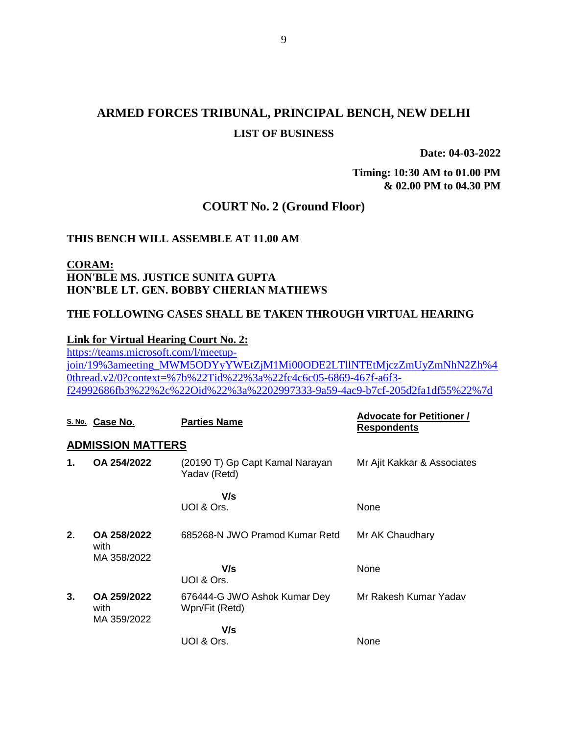# ARMED FORCES TRIBUNAL, PRINCIPAL BENCH, NEW DELHI

## LIST OF BUSINESS

**Date: 04-03-2022**

**Timing: 10:30 AM to 01.00 PM & 02.00 PM to 04.30 PM**

## COURT No. 2 (Ground Floor)

**THIS BENCH WILL ASSEMBLE AT 11.00 AM**

**CORAM:**
**HON'BLE MS. JUSTICE SUNITA GUPTA**
**HON'BLE LT. GEN. BOBBY CHERIAN MATHEWS**

**THE FOLLOWING CASES SHALL BE TAKEN THROUGH VIRTUAL HEARING**

**Link for Virtual Hearing Court No. 2:**
https://teams.microsoft.com/l/meetup-join/19%3ameeting_MWM5ODYyYWEtZjM1Mi00ODE2LTllNTEtMjczZmUyZmNhN2Zh%40thread.v2/0?context=%7b%22Tid%22%3a%22fc4c6c05-6869-467f-a6f3-f24992686fb3%22%2c%22Oid%22%3a%2202997333-9a59-4ac9-b7cf-205d2fa1df55%22%7d

| S. No. | Case No. | Parties Name | Advocate for Petitioner / Respondents |
|---|---|---|---|
| **ADMISSION MATTERS** | | | |
| **1.** | **OA 254/2022** | (20190 T) Gp Capt Kamal Narayan Yadav (Retd) | Mr Ajit Kakkar & Associates |
| | | **V/s** UOI & Ors. | None |
| **2.** | **OA 258/2022** with MA 358/2022 | 685268-N JWO Pramod Kumar Retd | Mr AK Chaudhary |
| | | **V/s** UOI & Ors. | None |
| **3.** | **OA 259/2022** with MA 359/2022 | 676444-G JWO Ashok Kumar Dey Wpn/Fit (Retd) | Mr Rakesh Kumar Yadav |
| | | **V/s** UOI & Ors. | None |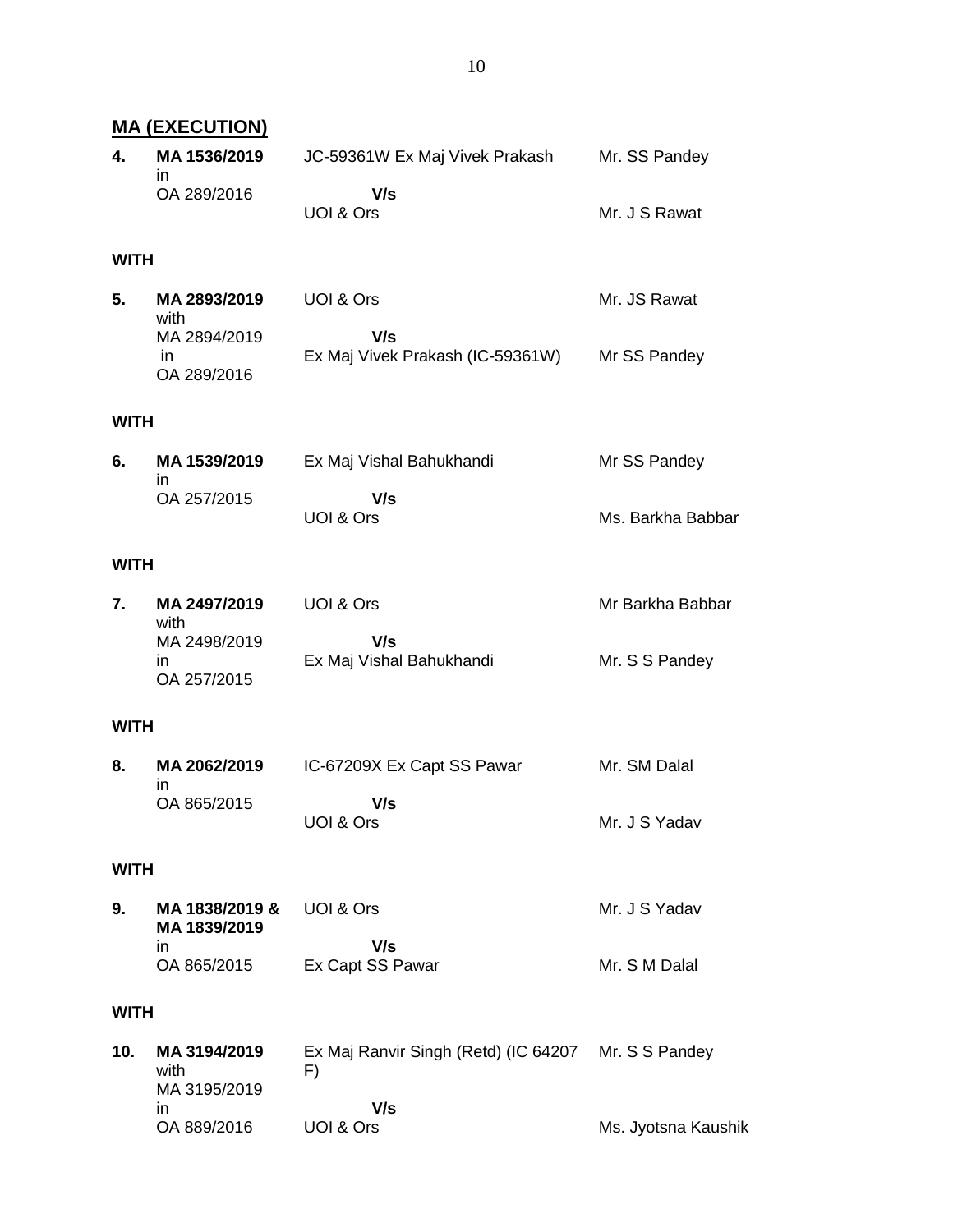## MA (EXECUTION)

| | | | |
|---|---|---|---|
| **4.** | **MA 1536/2019** in OA 289/2016 | JC-59361W Ex Maj Vivek Prakash **V/s** UOI & Ors | Mr. SS Pandey<br>Mr. J S Rawat |

**WITH**

| | | | |
|---|---|---|---|
| **5.** | **MA 2893/2019** with MA 2894/2019 in OA 289/2016 | UOI & Ors **V/s** Ex Maj Vivek Prakash (IC-59361W) | Mr. JS Rawat<br>Mr SS Pandey |

**WITH**

| | | | |
|---|---|---|---|
| **6.** | **MA 1539/2019** in OA 257/2015 | Ex Maj Vishal Bahukhandi **V/s** UOI & Ors | Mr SS Pandey<br>Ms. Barkha Babbar |

**WITH**

| | | | |
|---|---|---|---|
| **7.** | **MA 2497/2019** with MA 2498/2019 in OA 257/2015 | UOI & Ors **V/s** Ex Maj Vishal Bahukhandi | Mr Barkha Babbar<br>Mr. S S Pandey |

**WITH**

| | | | |
|---|---|---|---|
| **8.** | **MA 2062/2019** in OA 865/2015 | IC-67209X Ex Capt SS Pawar **V/s** UOI & Ors | Mr. SM Dalal<br>Mr. J S Yadav |

**WITH**

| | | | |
|---|---|---|---|
| **9.** | **MA 1838/2019 & MA 1839/2019** in OA 865/2015 | UOI & Ors **V/s** Ex Capt SS Pawar | Mr. J S Yadav<br>Mr. S M Dalal |

**WITH**

| | | | |
|---|---|---|---|
| **10.** | **MA 3194/2019** with MA 3195/2019 in OA 889/2016 | Ex Maj Ranvir Singh (Retd) (IC 64207 F) **V/s** UOI & Ors | Mr. S S Pandey<br>Ms. Jyotsna Kaushik |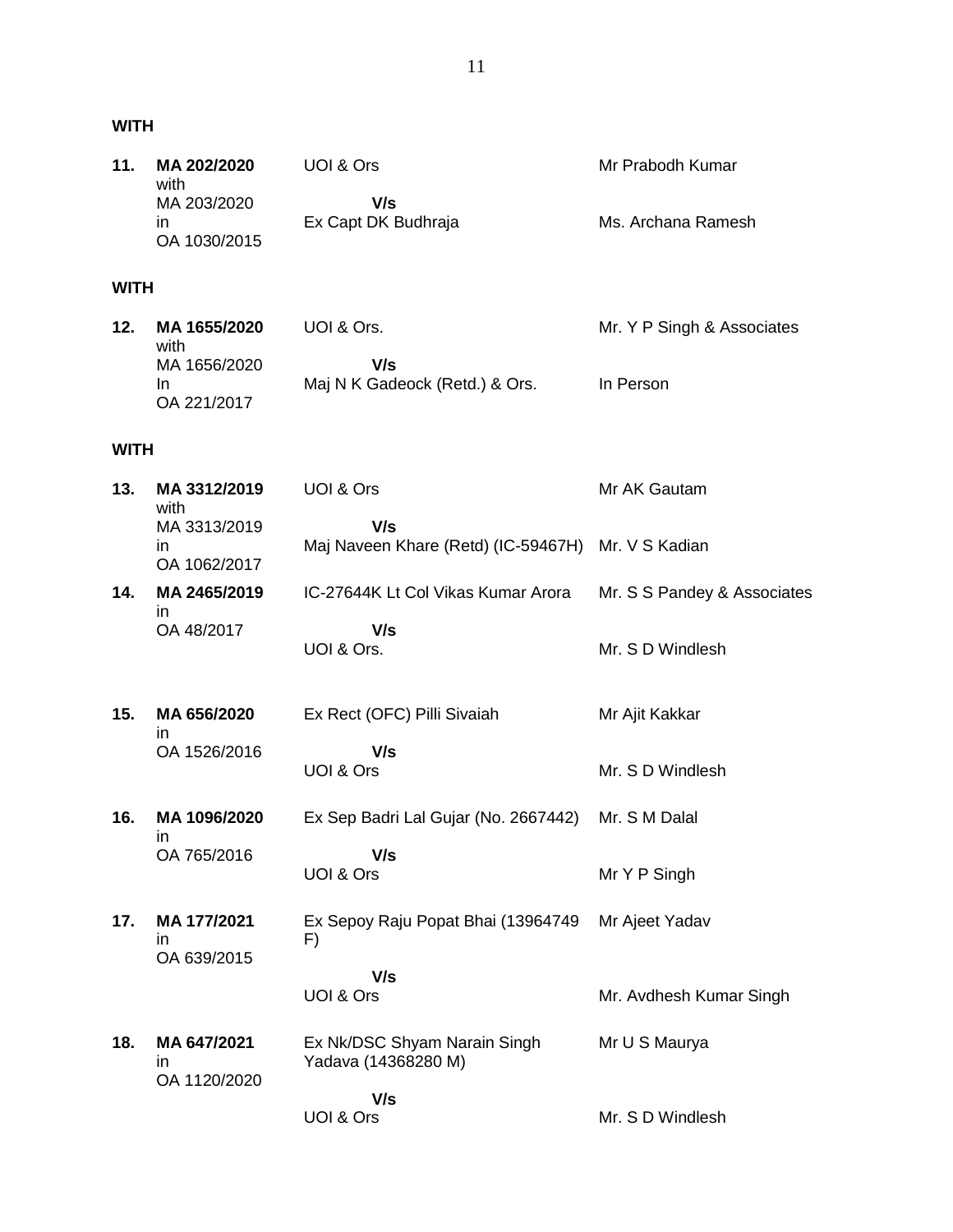**WITH**

| | | | |
|---|---|---|---|
| **11.** | **MA 202/2020** with MA 203/2020 in OA 1030/2015 | UOI & Ors<br>**V/s**<br>Ex Capt DK Budhraja | Mr Prabodh Kumar<br><br>Ms. Archana Ramesh |

**WITH**

| | | | |
|---|---|---|---|
| **12.** | **MA 1655/2020** with MA 1656/2020 In OA 221/2017 | UOI & Ors.<br>**V/s**<br>Maj N K Gadeock (Retd.) & Ors. | Mr. Y P Singh & Associates<br><br>In Person |

**WITH**

| | | | |
|---|---|---|---|
| **13.** | **MA 3312/2019** with MA 3313/2019 in OA 1062/2017 | UOI & Ors<br>**V/s**<br>Maj Naveen Khare (Retd) (IC-59467H) | Mr AK Gautam<br><br>Mr. V S Kadian |
| **14.** | **MA 2465/2019** in OA 48/2017 | IC-27644K Lt Col Vikas Kumar Arora<br>**V/s**<br>UOI & Ors. | Mr. S S Pandey & Associates<br><br>Mr. S D Windlesh |
| **15.** | **MA 656/2020** in OA 1526/2016 | Ex Rect (OFC) Pilli Sivaiah<br>**V/s**<br>UOI & Ors | Mr Ajit Kakkar<br><br>Mr. S D Windlesh |
| **16.** | **MA 1096/2020** in OA 765/2016 | Ex Sep Badri Lal Gujar (No. 2667442)<br>**V/s**<br>UOI & Ors | Mr. S M Dalal<br><br>Mr Y P Singh |
| **17.** | **MA 177/2021** in OA 639/2015 | Ex Sepoy Raju Popat Bhai (13964749 F)<br>**V/s**<br>UOI & Ors | Mr Ajeet Yadav<br><br>Mr. Avdhesh Kumar Singh |
| **18.** | **MA 647/2021** in OA 1120/2020 | Ex Nk/DSC Shyam Narain Singh Yadava (14368280 M)<br>**V/s**<br>UOI & Ors | Mr U S Maurya<br><br>Mr. S D Windlesh |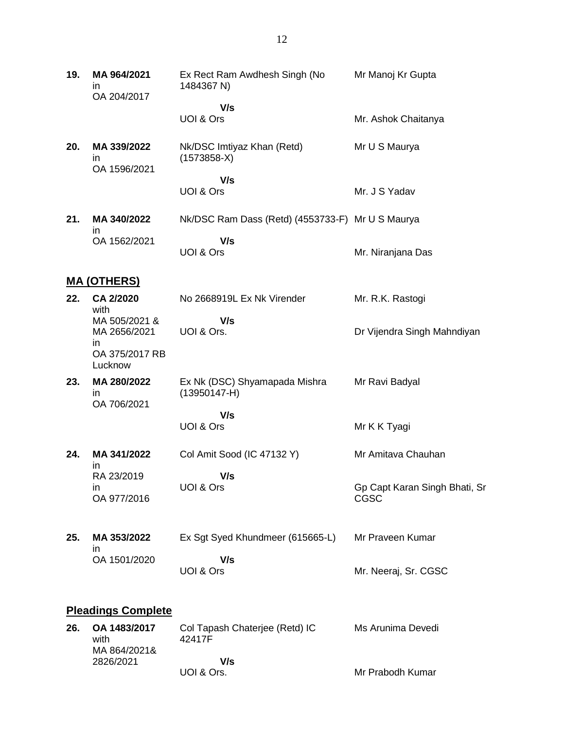| | | | |
|---|---|---|---|
| **19.** | **MA 964/2021** in OA 204/2017 | Ex Rect Ram Awdhesh Singh (No 1484367 N)<br>**V/s**<br>UOI & Ors | Mr Manoj Kr Gupta<br><br>Mr. Ashok Chaitanya |
| **20.** | **MA 339/2022** in OA 1596/2021 | Nk/DSC Imtiyaz Khan (Retd) (1573858-X)<br>**V/s**<br>UOI & Ors | Mr U S Maurya<br><br>Mr. J S Yadav |
| **21.** | **MA 340/2022** in OA 1562/2021 | Nk/DSC Ram Dass (Retd) (4553733-F)<br>**V/s**<br>UOI & Ors | Mr U S Maurya<br><br>Mr. Niranjana Das |

## MA (OTHERS)

| | | | |
|---|---|---|---|
| **22.** | **CA 2/2020** with MA 505/2021 & MA 2656/2021 in OA 375/2017 RB Lucknow | No 2668919L Ex Nk Virender<br>**V/s**<br>UOI & Ors. | Mr. R.K. Rastogi<br><br>Dr Vijendra Singh Mahndiyan |
| **23.** | **MA 280/2022** in OA 706/2021 | Ex Nk (DSC) Shyamapada Mishra (13950147-H)<br>**V/s**<br>UOI & Ors | Mr Ravi Badyal<br><br>Mr K K Tyagi |
| **24.** | **MA 341/2022** in RA 23/2019 in OA 977/2016 | Col Amit Sood (IC 47132 Y)<br>**V/s**<br>UOI & Ors | Mr Amitava Chauhan<br><br>Gp Capt Karan Singh Bhati, Sr CGSC |
| **25.** | **MA 353/2022** in OA 1501/2020 | Ex Sgt Syed Khundmeer (615665-L)<br>**V/s**<br>UOI & Ors | Mr Praveen Kumar<br><br>Mr. Neeraj, Sr. CGSC |

## Pleadings Complete

| | | | |
|---|---|---|---|
| **26.** | **OA 1483/2017** with MA 864/2021& 2826/2021 | Col Tapash Chaterjee (Retd) IC 42417F<br>**V/s**<br>UOI & Ors. | Ms Arunima Devedi<br><br>Mr Prabodh Kumar |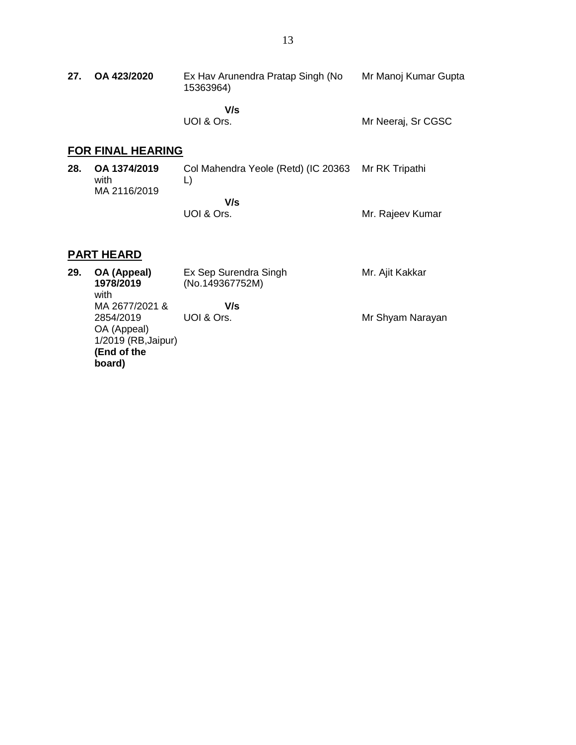| | | | |
|---|---|---|---|
| **27.** | **OA 423/2020** | Ex Hav Arunendra Pratap Singh (No 15363964) | Mr Manoj Kumar Gupta |
| | | **V/s** | |
| | | UOI & Ors. | Mr Neeraj, Sr CGSC |

## FOR FINAL HEARING

| | | | |
|---|---|---|---|
| **28.** | **OA 1374/2019** with MA 2116/2019 | Col Mahendra Yeole (Retd) (IC 20363 L) | Mr RK Tripathi |
| | | **V/s** | |
| | | UOI & Ors. | Mr. Rajeev Kumar |

## PART HEARD

| | | | |
|---|---|---|---|
| **29.** | **OA (Appeal) 1978/2019** with MA 2677/2021 & 2854/2019 OA (Appeal) 1/2019 (RB,Jaipur) **(End of the board)** | Ex Sep Surendra Singh (No.149367752M) | Mr. Ajit Kakkar |
| | | **V/s** | |
| | | UOI & Ors. | Mr Shyam Narayan |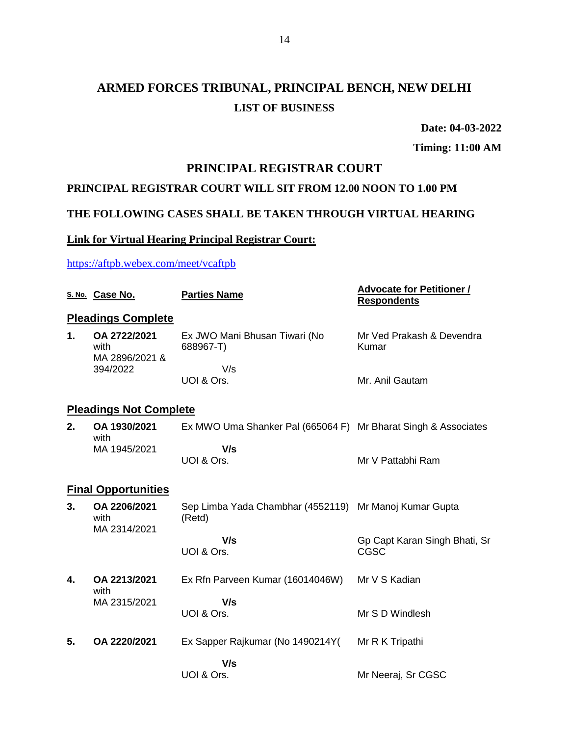# ARMED FORCES TRIBUNAL, PRINCIPAL BENCH, NEW DELHI

## LIST OF BUSINESS

**Date: 04-03-2022**

**Timing: 11:00 AM**

## PRINCIPAL REGISTRAR COURT

**PRINCIPAL REGISTRAR COURT WILL SIT FROM 12.00 NOON TO 1.00 PM**

**THE FOLLOWING CASES SHALL BE TAKEN THROUGH VIRTUAL HEARING**

**Link for Virtual Hearing Principal Registrar Court:**

https://aftpb.webex.com/meet/vcaftpb

| S. No. | Case No. | Parties Name | Advocate for Petitioner / Respondents |
|---|---|---|---|
| **Pleadings Complete** | | | |
| **1.** | **OA 2722/2021** with MA 2896/2021 & 394/2022 | Ex JWO Mani Bhusan Tiwari (No 688967-T) V/s UOI & Ors. | Mr Ved Prakash & Devendra Kumar<br>Mr. Anil Gautam |
| **Pleadings Not Complete** | | | |
| **2.** | **OA 1930/2021** with MA 1945/2021 | Ex MWO Uma Shanker Pal (665064 F) **V/s** UOI & Ors. | Mr Bharat Singh & Associates<br>Mr V Pattabhi Ram |
| **Final Opportunities** | | | |
| **3.** | **OA 2206/2021** with MA 2314/2021 | Sep Limba Yada Chambhar (4552119) (Retd) **V/s** UOI & Ors. | Mr Manoj Kumar Gupta<br>Gp Capt Karan Singh Bhati, Sr CGSC |
| **4.** | **OA 2213/2021** with MA 2315/2021 | Ex Rfn Parveen Kumar (16014046W) **V/s** UOI & Ors. | Mr V S Kadian<br>Mr S D Windlesh |
| **5.** | **OA 2220/2021** | Ex Sapper Rajkumar (No 1490214Y( **V/s** UOI & Ors. | Mr R K Tripathi<br>Mr Neeraj, Sr CGSC |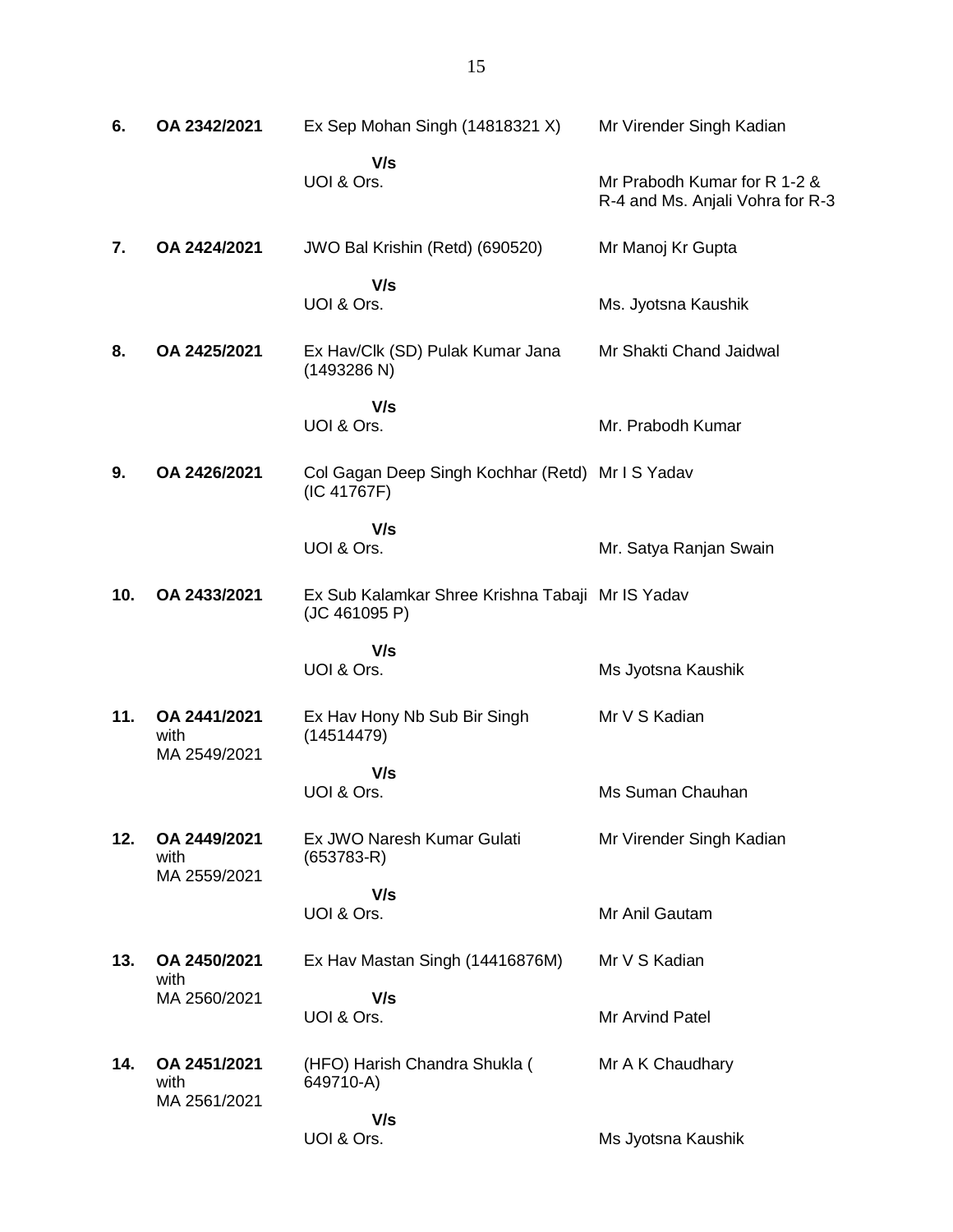| | | | |
|---|---|---|---|
| **6.** | **OA 2342/2021** | Ex Sep Mohan Singh (14818321 X) | Mr Virender Singh Kadian |
| | | **V/s** | |
| | | UOI & Ors. | Mr Prabodh Kumar for R 1-2 & R-4 and Ms. Anjali Vohra for R-3 |
| **7.** | **OA 2424/2021** | JWO Bal Krishin (Retd) (690520) | Mr Manoj Kr Gupta |
| | | **V/s** | |
| | | UOI & Ors. | Ms. Jyotsna Kaushik |
| **8.** | **OA 2425/2021** | Ex Hav/Clk (SD) Pulak Kumar Jana (1493286 N) | Mr Shakti Chand Jaidwal |
| | | **V/s** | |
| | | UOI & Ors. | Mr. Prabodh Kumar |
| **9.** | **OA 2426/2021** | Col Gagan Deep Singh Kochhar (Retd) (IC 41767F) | Mr I S Yadav |
| | | **V/s** | |
| | | UOI & Ors. | Mr. Satya Ranjan Swain |
| **10.** | **OA 2433/2021** | Ex Sub Kalamkar Shree Krishna Tabaji (JC 461095 P) | Mr IS Yadav |
| | | **V/s** | |
| | | UOI & Ors. | Ms Jyotsna Kaushik |
| **11.** | **OA 2441/2021** with MA 2549/2021 | Ex Hav Hony Nb Sub Bir Singh (14514479) | Mr V S Kadian |
| | | **V/s** | |
| | | UOI & Ors. | Ms Suman Chauhan |
| **12.** | **OA 2449/2021** with MA 2559/2021 | Ex JWO Naresh Kumar Gulati (653783-R) | Mr Virender Singh Kadian |
| | | **V/s** | |
| | | UOI & Ors. | Mr Anil Gautam |
| **13.** | **OA 2450/2021** with MA 2560/2021 | Ex Hav Mastan Singh (14416876M) | Mr V S Kadian |
| | | **V/s** | |
| | | UOI & Ors. | Mr Arvind Patel |
| **14.** | **OA 2451/2021** with MA 2561/2021 | (HFO) Harish Chandra Shukla ( 649710-A) | Mr A K Chaudhary |
| | | **V/s** | |
| | | UOI & Ors. | Ms Jyotsna Kaushik |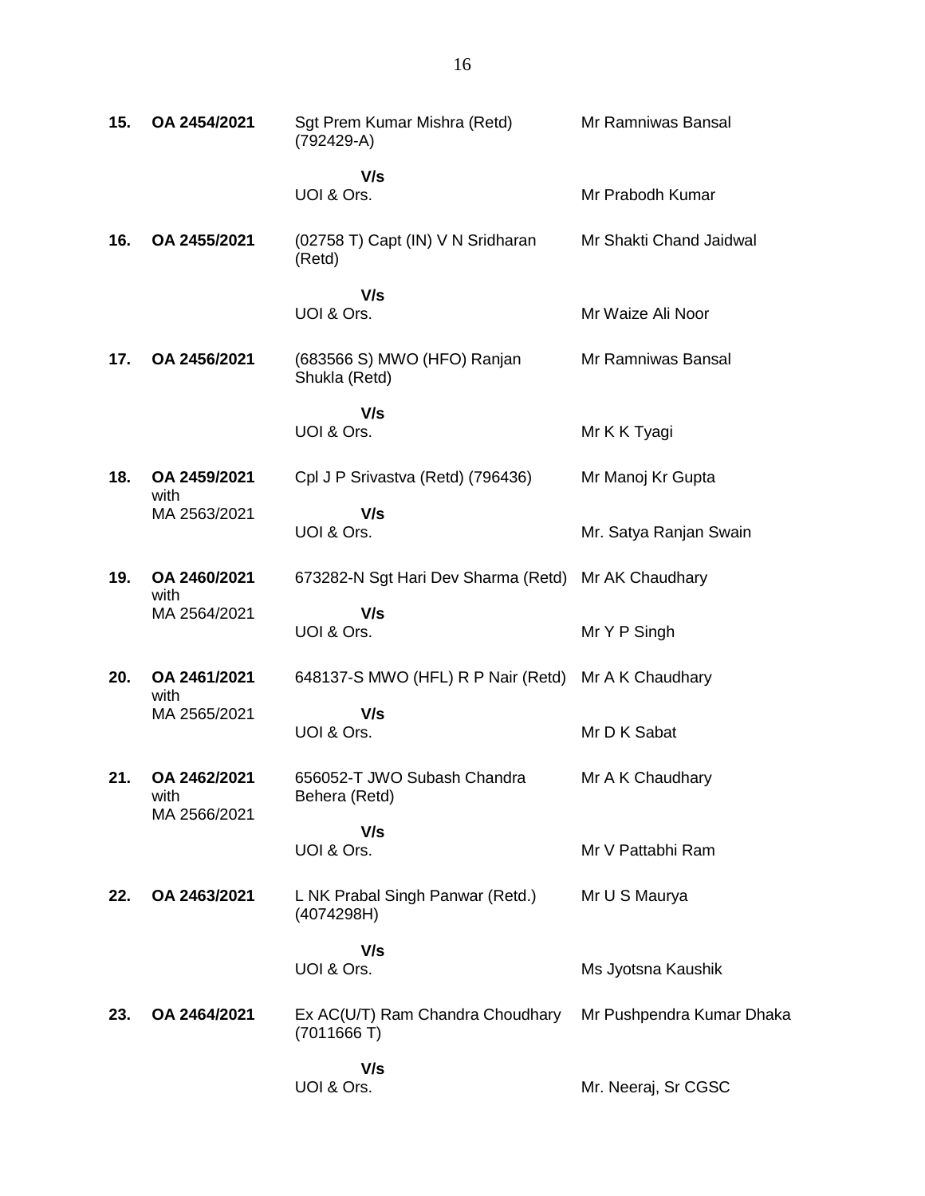| | | | |
|---|---|---|---|
| **15.** | **OA 2454/2021** | Sgt Prem Kumar Mishra (Retd) (792429-A)<br><br>**V/s**<br>UOI & Ors. | Mr Ramniwas Bansal<br><br><br>Mr Prabodh Kumar |
| **16.** | **OA 2455/2021** | (02758 T) Capt (IN) V N Sridharan (Retd)<br><br>**V/s**<br>UOI & Ors. | Mr Shakti Chand Jaidwal<br><br><br>Mr Waize Ali Noor |
| **17.** | **OA 2456/2021** | (683566 S) MWO (HFO) Ranjan Shukla (Retd)<br><br>**V/s**<br>UOI & Ors. | Mr Ramniwas Bansal<br><br><br>Mr K K Tyagi |
| **18.** | **OA 2459/2021** with MA 2563/2021 | Cpl J P Srivastva (Retd) (796436)<br><br>**V/s**<br>UOI & Ors. | Mr Manoj Kr Gupta<br><br><br>Mr. Satya Ranjan Swain |
| **19.** | **OA 2460/2021** with MA 2564/2021 | 673282-N Sgt Hari Dev Sharma (Retd)<br><br>**V/s**<br>UOI & Ors. | Mr AK Chaudhary<br><br><br>Mr Y P Singh |
| **20.** | **OA 2461/2021** with MA 2565/2021 | 648137-S MWO (HFL) R P Nair (Retd)<br><br>**V/s**<br>UOI & Ors. | Mr A K Chaudhary<br><br><br>Mr D K Sabat |
| **21.** | **OA 2462/2021** with MA 2566/2021 | 656052-T JWO Subash Chandra Behera (Retd)<br><br>**V/s**<br>UOI & Ors. | Mr A K Chaudhary<br><br><br>Mr V Pattabhi Ram |
| **22.** | **OA 2463/2021** | L NK Prabal Singh Panwar (Retd.) (4074298H)<br><br>**V/s**<br>UOI & Ors. | Mr U S Maurya<br><br><br>Ms Jyotsna Kaushik |
| **23.** | **OA 2464/2021** | Ex AC(U/T) Ram Chandra Choudhary (7011666 T)<br><br>**V/s**<br>UOI & Ors. | Mr Pushpendra Kumar Dhaka<br><br><br>Mr. Neeraj, Sr CGSC |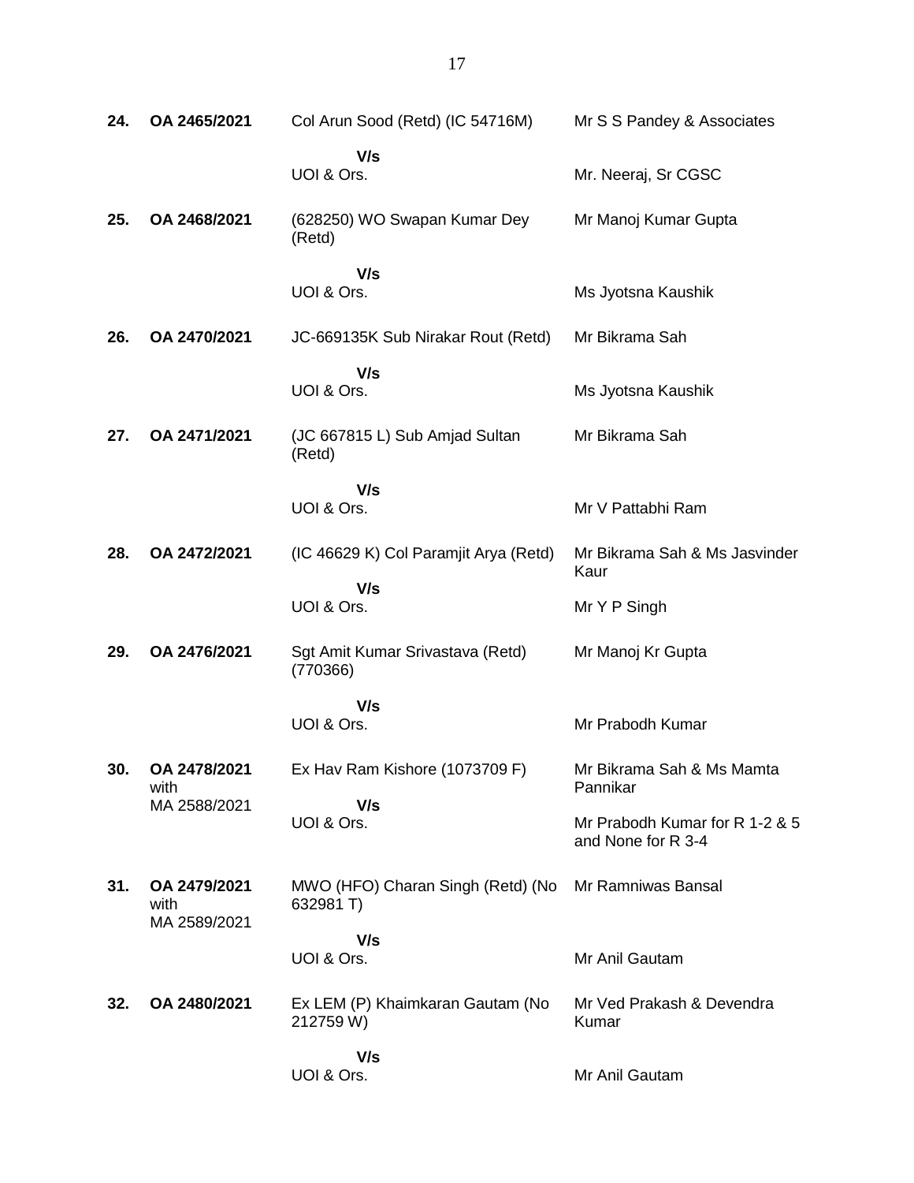| | | | |
|---|---|---|---|
| **24.** | **OA 2465/2021** | Col Arun Sood (Retd) (IC 54716M) | Mr S S Pandey & Associates |
| | | **V/s** | |
| | | UOI & Ors. | Mr. Neeraj, Sr CGSC |
| **25.** | **OA 2468/2021** | (628250) WO Swapan Kumar Dey (Retd) | Mr Manoj Kumar Gupta |
| | | **V/s** | |
| | | UOI & Ors. | Ms Jyotsna Kaushik |
| **26.** | **OA 2470/2021** | JC-669135K Sub Nirakar Rout (Retd) | Mr Bikrama Sah |
| | | **V/s** | |
| | | UOI & Ors. | Ms Jyotsna Kaushik |
| **27.** | **OA 2471/2021** | (JC 667815 L) Sub Amjad Sultan (Retd) | Mr Bikrama Sah |
| | | **V/s** | |
| | | UOI & Ors. | Mr V Pattabhi Ram |
| **28.** | **OA 2472/2021** | (IC 46629 K) Col Paramjit Arya (Retd) | Mr Bikrama Sah & Ms Jasvinder Kaur |
| | | **V/s** | |
| | | UOI & Ors. | Mr Y P Singh |
| **29.** | **OA 2476/2021** | Sgt Amit Kumar Srivastava (Retd) (770366) | Mr Manoj Kr Gupta |
| | | **V/s** | |
| | | UOI & Ors. | Mr Prabodh Kumar |
| **30.** | **OA 2478/2021** with MA 2588/2021 | Ex Hav Ram Kishore (1073709 F) | Mr Bikrama Sah & Ms Mamta Pannikar |
| | | **V/s** | |
| | | UOI & Ors. | Mr Prabodh Kumar for R 1-2 & 5 and None for R 3-4 |
| **31.** | **OA 2479/2021** with MA 2589/2021 | MWO (HFO) Charan Singh (Retd) (No 632981 T) | Mr Ramniwas Bansal |
| | | **V/s** | |
| | | UOI & Ors. | Mr Anil Gautam |
| **32.** | **OA 2480/2021** | Ex LEM (P) Khaimkaran Gautam (No 212759 W) | Mr Ved Prakash & Devendra Kumar |
| | | **V/s** | |
| | | UOI & Ors. | Mr Anil Gautam |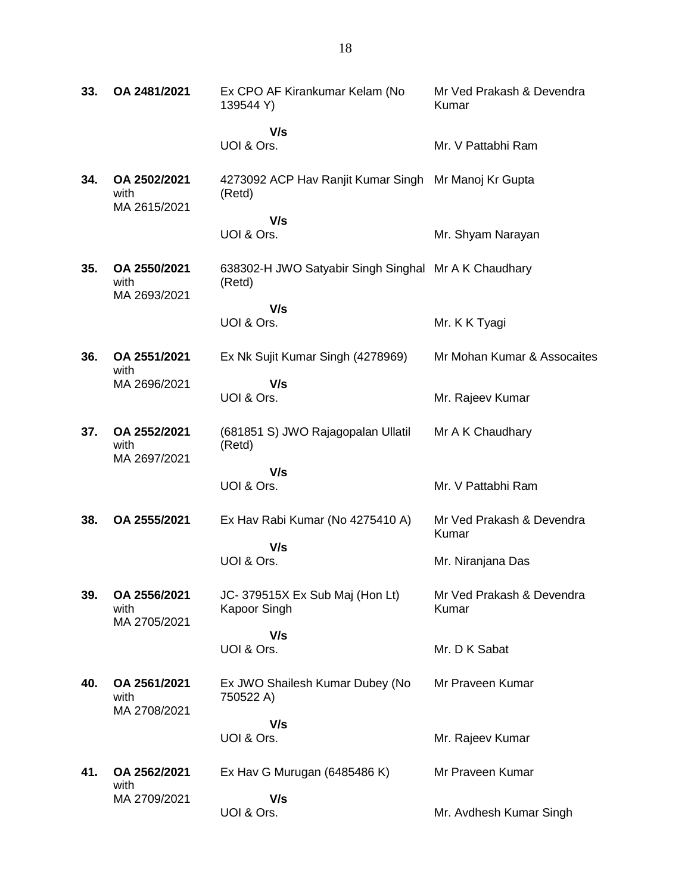| | | | |
|---|---|---|---|
| **33.** | **OA 2481/2021** | Ex CPO AF Kirankumar Kelam (No 139544 Y) | Mr Ved Prakash & Devendra Kumar |
| | | **V/s** | |
| | | UOI & Ors. | Mr. V Pattabhi Ram |
| **34.** | **OA 2502/2021** with MA 2615/2021 | 4273092 ACP Hav Ranjit Kumar Singh (Retd) | Mr Manoj Kr Gupta |
| | | **V/s** | |
| | | UOI & Ors. | Mr. Shyam Narayan |
| **35.** | **OA 2550/2021** with MA 2693/2021 | 638302-H JWO Satyabir Singh Singhal (Retd) | Mr A K Chaudhary |
| | | **V/s** | |
| | | UOI & Ors. | Mr. K K Tyagi |
| **36.** | **OA 2551/2021** with MA 2696/2021 | Ex Nk Sujit Kumar Singh (4278969) | Mr Mohan Kumar & Assocaites |
| | | **V/s** | |
| | | UOI & Ors. | Mr. Rajeev Kumar |
| **37.** | **OA 2552/2021** with MA 2697/2021 | (681851 S) JWO Rajagopalan Ullatil (Retd) | Mr A K Chaudhary |
| | | **V/s** | |
| | | UOI & Ors. | Mr. V Pattabhi Ram |
| **38.** | **OA 2555/2021** | Ex Hav Rabi Kumar (No 4275410 A) | Mr Ved Prakash & Devendra Kumar |
| | | **V/s** | |
| | | UOI & Ors. | Mr. Niranjana Das |
| **39.** | **OA 2556/2021** with MA 2705/2021 | JC- 379515X Ex Sub Maj (Hon Lt) Kapoor Singh | Mr Ved Prakash & Devendra Kumar |
| | | **V/s** | |
| | | UOI & Ors. | Mr. D K Sabat |
| **40.** | **OA 2561/2021** with MA 2708/2021 | Ex JWO Shailesh Kumar Dubey (No 750522 A) | Mr Praveen Kumar |
| | | **V/s** | |
| | | UOI & Ors. | Mr. Rajeev Kumar |
| **41.** | **OA 2562/2021** with MA 2709/2021 | Ex Hav G Murugan (6485486 K) | Mr Praveen Kumar |
| | | **V/s** | |
| | | UOI & Ors. | Mr. Avdhesh Kumar Singh |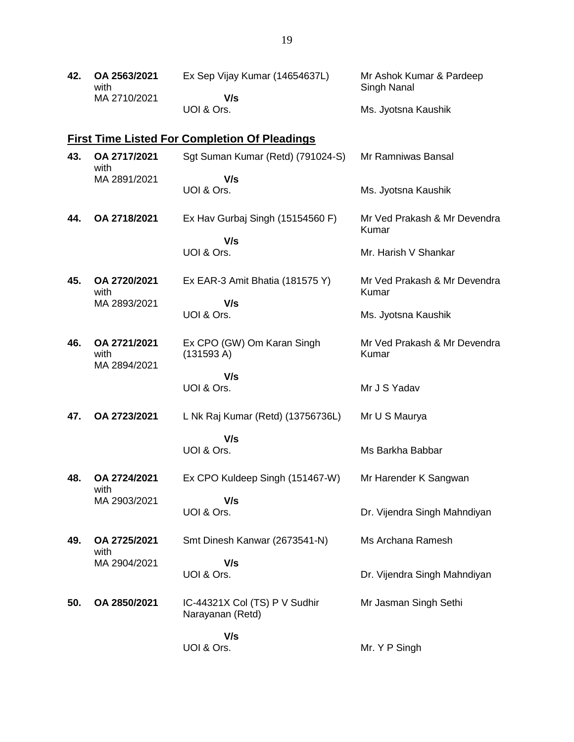| | | | |
|---|---|---|---|
| **42.** | **OA 2563/2021** with MA 2710/2021 | Ex Sep Vijay Kumar (14654637L) **V/s** UOI & Ors. | Mr Ashok Kumar & Pardeep Singh Nanal<br>Ms. Jyotsna Kaushik |

## **First Time Listed For Completion Of Pleadings**

| | | | |
|---|---|---|---|
| **43.** | **OA 2717/2021** with MA 2891/2021 | Sgt Suman Kumar (Retd) (791024-S) **V/s** UOI & Ors. | Mr Ramniwas Bansal<br>Ms. Jyotsna Kaushik |
| **44.** | **OA 2718/2021** | Ex Hav Gurbaj Singh (15154560 F) **V/s** UOI & Ors. | Mr Ved Prakash & Mr Devendra Kumar<br>Mr. Harish V Shankar |
| **45.** | **OA 2720/2021** with MA 2893/2021 | Ex EAR-3 Amit Bhatia (181575 Y) **V/s** UOI & Ors. | Mr Ved Prakash & Mr Devendra Kumar<br>Ms. Jyotsna Kaushik |
| **46.** | **OA 2721/2021** with MA 2894/2021 | Ex CPO (GW) Om Karan Singh (131593 A) **V/s** UOI & Ors. | Mr Ved Prakash & Mr Devendra Kumar<br>Mr J S Yadav |
| **47.** | **OA 2723/2021** | L Nk Raj Kumar (Retd) (13756736L) **V/s** UOI & Ors. | Mr U S Maurya<br>Ms Barkha Babbar |
| **48.** | **OA 2724/2021** with MA 2903/2021 | Ex CPO Kuldeep Singh (151467-W) **V/s** UOI & Ors. | Mr Harender K Sangwan<br>Dr. Vijendra Singh Mahndiyan |
| **49.** | **OA 2725/2021** with MA 2904/2021 | Smt Dinesh Kanwar (2673541-N) **V/s** UOI & Ors. | Ms Archana Ramesh<br>Dr. Vijendra Singh Mahndiyan |
| **50.** | **OA 2850/2021** | IC-44321X Col (TS) P V Sudhir Narayanan (Retd) **V/s** UOI & Ors. | Mr Jasman Singh Sethi<br>Mr. Y P Singh |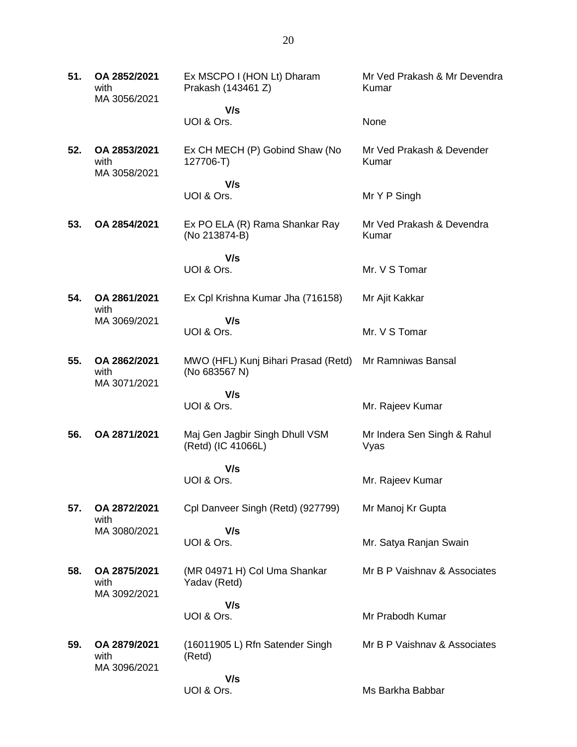| | | | |
|---|---|---|---|
| **51.** | **OA 2852/2021** with MA 3056/2021 | Ex MSCPO I (HON Lt) Dharam Prakash (143461 Z)<br>**V/s**<br>UOI & Ors. | Mr Ved Prakash & Mr Devendra Kumar<br><br>None |
| **52.** | **OA 2853/2021** with MA 3058/2021 | Ex CH MECH (P) Gobind Shaw (No 127706-T)<br>**V/s**<br>UOI & Ors. | Mr Ved Prakash & Devender Kumar<br><br>Mr Y P Singh |
| **53.** | **OA 2854/2021** | Ex PO ELA (R) Rama Shankar Ray (No 213874-B)<br>**V/s**<br>UOI & Ors. | Mr Ved Prakash & Devendra Kumar<br><br>Mr. V S Tomar |
| **54.** | **OA 2861/2021** with MA 3069/2021 | Ex Cpl Krishna Kumar Jha (716158)<br>**V/s**<br>UOI & Ors. | Mr Ajit Kakkar<br><br>Mr. V S Tomar |
| **55.** | **OA 2862/2021** with MA 3071/2021 | MWO (HFL) Kunj Bihari Prasad (Retd) (No 683567 N)<br>**V/s**<br>UOI & Ors. | Mr Ramniwas Bansal<br><br>Mr. Rajeev Kumar |
| **56.** | **OA 2871/2021** | Maj Gen Jagbir Singh Dhull VSM (Retd) (IC 41066L)<br>**V/s**<br>UOI & Ors. | Mr Indera Sen Singh & Rahul Vyas<br><br>Mr. Rajeev Kumar |
| **57.** | **OA 2872/2021** with MA 3080/2021 | Cpl Danveer Singh (Retd) (927799)<br>**V/s**<br>UOI & Ors. | Mr Manoj Kr Gupta<br><br>Mr. Satya Ranjan Swain |
| **58.** | **OA 2875/2021** with MA 3092/2021 | (MR 04971 H) Col Uma Shankar Yadav (Retd)<br>**V/s**<br>UOI & Ors. | Mr B P Vaishnav & Associates<br><br>Mr Prabodh Kumar |
| **59.** | **OA 2879/2021** with MA 3096/2021 | (16011905 L) Rfn Satender Singh (Retd)<br>**V/s**<br>UOI & Ors. | Mr B P Vaishnav & Associates<br><br>Ms Barkha Babbar |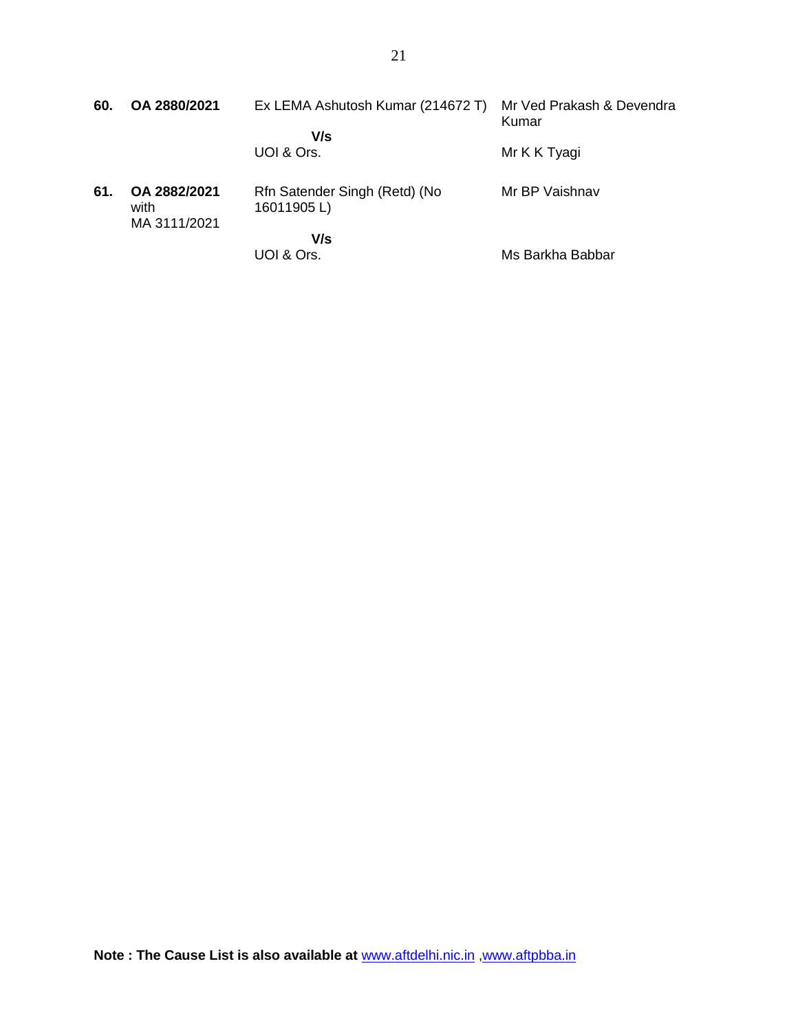| | | | |
|---|---|---|---|
| **60.** | **OA 2880/2021** | Ex LEMA Ashutosh Kumar (214672 T)<br>**V/s**<br>UOI & Ors. | Mr Ved Prakash & Devendra Kumar<br><br>Mr K K Tyagi |
| **61.** | **OA 2882/2021**<br>with<br>MA 3111/2021 | Rfn Satender Singh (Retd) (No 16011905 L)<br>**V/s**<br>UOI & Ors. | Mr BP Vaishnav<br><br>Ms Barkha Babbar |

**Note : The Cause List is also available at** www.aftdelhi.nic.in ,www.aftpbba.in